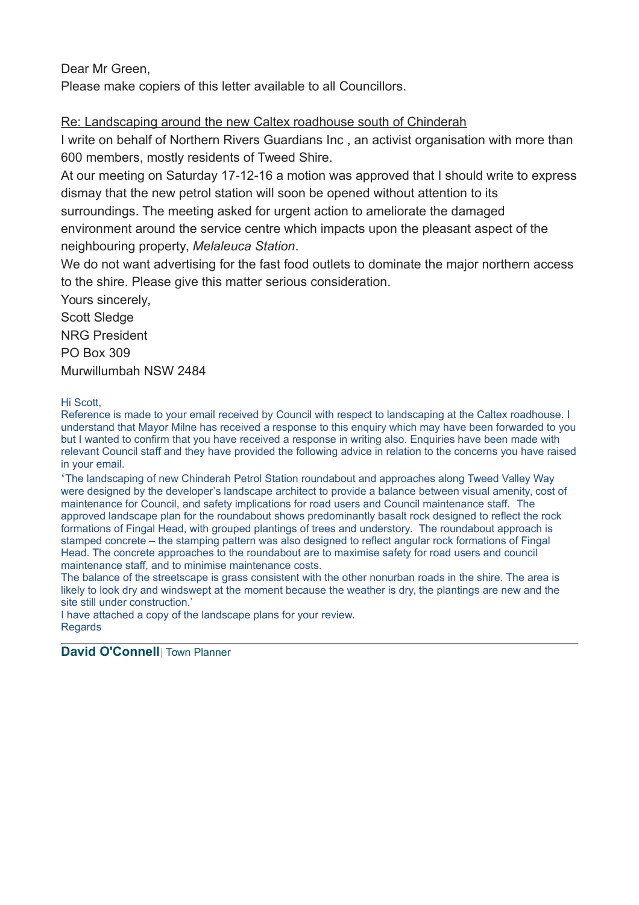Dear Mr Green,

Please make copiers of this letter available to all Councillors.

<u>Re: Landscaping around the new Caltex roadhouse south of Chinderah</u>

I write on behalf of Northern Rivers Guardians Inc , an activist organisation with more than 600 members, mostly residents of Tweed Shire.

At our meeting on Saturday 17-12-16 a motion was approved that I should write to express dismay that the new petrol station will soon be opened without attention to its surroundings. The meeting asked for urgent action to ameliorate the damaged environment around the service centre which impacts upon the pleasant aspect of the neighbouring property, *Melaleuca Station*.

We do not want advertising for the fast food outlets to dominate the major northern access to the shire. Please give this matter serious consideration.

Yours sincerely,

Scott Sledge

NRG President

PO Box 309

Murwillumbah NSW 2484

Hi Scott,

Reference is made to your email received by Council with respect to landscaping at the Caltex roadhouse. I understand that Mayor Milne has received a response to this enquiry which may have been forwarded to you but I wanted to confirm that you have received a response in writing also. Enquiries have been made with relevant Council staff and they have provided the following advice in relation to the concerns you have raised in your email.

'The landscaping of new Chinderah Petrol Station roundabout and approaches along Tweed Valley Way were designed by the developer's landscape architect to provide a balance between visual amenity, cost of maintenance for Council, and safety implications for road users and Council maintenance staff. The approved landscape plan for the roundabout shows predominantly basalt rock designed to reflect the rock formations of Fingal Head, with grouped plantings of trees and understory. The roundabout approach is stamped concrete – the stamping pattern was also designed to reflect angular rock formations of Fingal Head. The concrete approaches to the roundabout are to maximise safety for road users and council maintenance staff, and to minimise maintenance costs.

The balance of the streetscape is grass consistent with the other nonurban roads in the shire. The area is likely to look dry and windswept at the moment because the weather is dry, the plantings are new and the site still under construction.'

I have attached a copy of the landscape plans for your review.

Regards

---

**David O'Connell**| Town Planner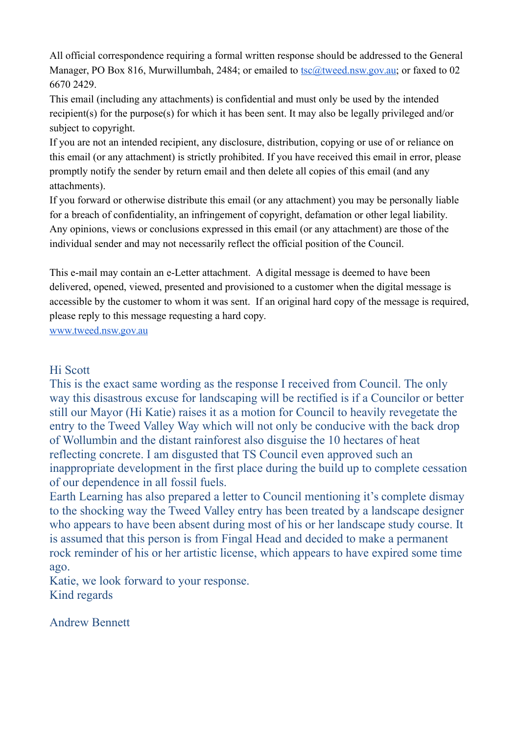All official correspondence requiring a formal written response should be addressed to the General Manager, PO Box 816, Murwillumbah, 2484; or emailed to tsc@tweed.nsw.gov.au; or faxed to 02 6670 2429.

This email (including any attachments) is confidential and must only be used by the intended recipient(s) for the purpose(s) for which it has been sent. It may also be legally privileged and/or subject to copyright.

If you are not an intended recipient, any disclosure, distribution, copying or use of or reliance on this email (or any attachment) is strictly prohibited. If you have received this email in error, please promptly notify the sender by return email and then delete all copies of this email (and any attachments).

If you forward or otherwise distribute this email (or any attachment) you may be personally liable for a breach of confidentiality, an infringement of copyright, defamation or other legal liability. Any opinions, views or conclusions expressed in this email (or any attachment) are those of the individual sender and may not necessarily reflect the official position of the Council.

This e-mail may contain an e-Letter attachment. A digital message is deemed to have been delivered, opened, viewed, presented and provisioned to a customer when the digital message is accessible by the customer to whom it was sent. If an original hard copy of the message is required, please reply to this message requesting a hard copy.

www.tweed.nsw.gov.au

Hi Scott

This is the exact same wording as the response I received from Council. The only way this disastrous excuse for landscaping will be rectified is if a Councilor or better still our Mayor (Hi Katie) raises it as a motion for Council to heavily revegetate the entry to the Tweed Valley Way which will not only be conducive with the back drop of Wollumbin and the distant rainforest also disguise the 10 hectares of heat reflecting concrete. I am disgusted that TS Council even approved such an inappropriate development in the first place during the build up to complete cessation of our dependence in all fossil fuels.

Earth Learning has also prepared a letter to Council mentioning it's complete dismay to the shocking way the Tweed Valley entry has been treated by a landscape designer who appears to have been absent during most of his or her landscape study course. It is assumed that this person is from Fingal Head and decided to make a permanent rock reminder of his or her artistic license, which appears to have expired some time ago.

Katie, we look forward to your response.

Kind regards

Andrew Bennett